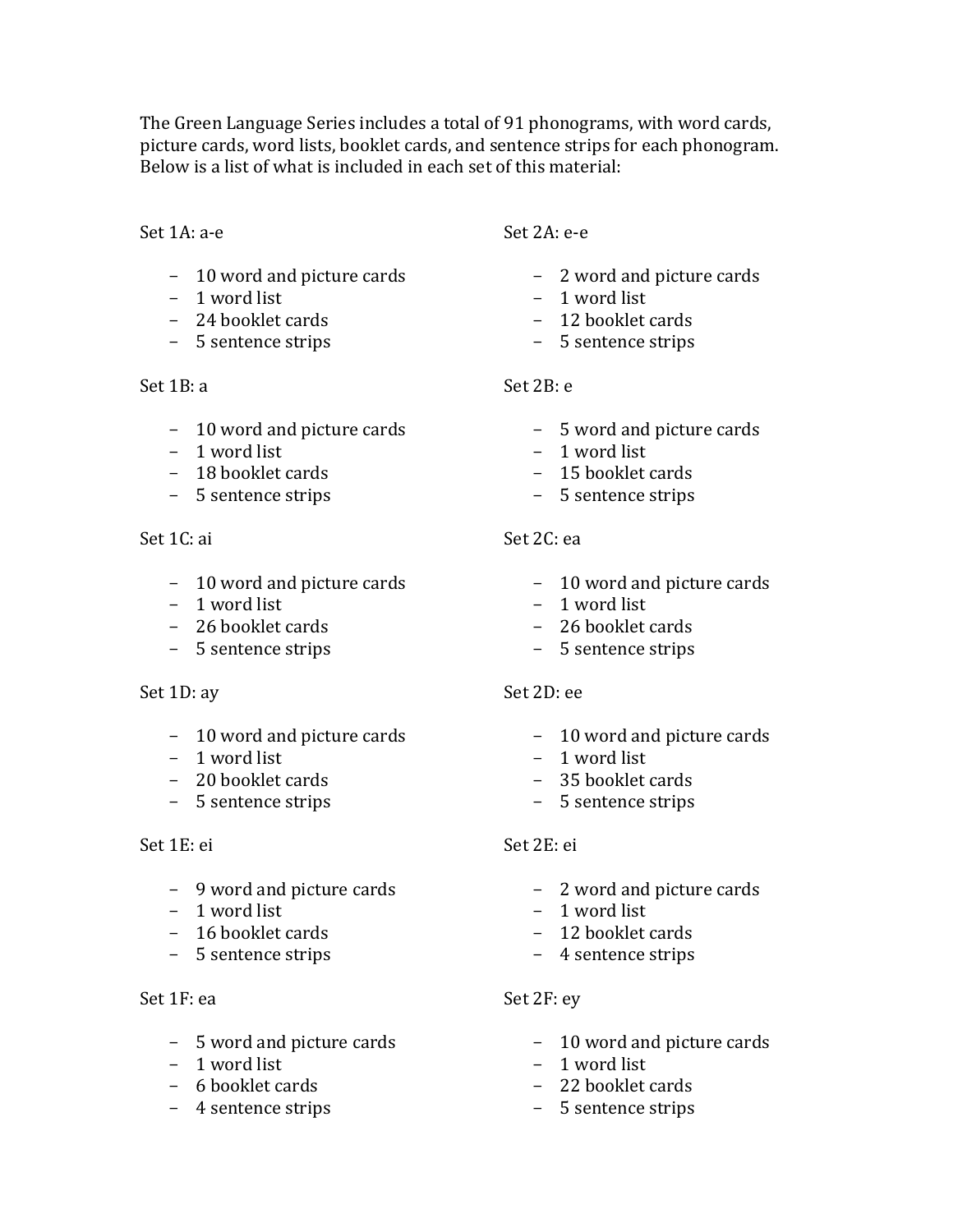The Green Language Series includes a total of 91 phonograms, with word cards, picture cards, word lists, booklet cards, and sentence strips for each phonogram. Below is a list of what is included in each set of this material:

Set 1A: a-e

- 10 word and picture cards
- 1 word list
- 24 booklet cards
- 5 sentence strips

Set 1B: a

- 10 word and picture cards
- 1 word list
- 18 booklet cards
- 5 sentence strips

Set 1C: ai

- 10 word and picture cards
- 1 word list
- 26 booklet cards
- 5 sentence strips

Set 1D: ay

- 10 word and picture cards
- 1 word list
- 20 booklet cards
- 5 sentence strips

Set 1E: ei

- 9 word and picture cards
- 1 word list
- 16 booklet cards
- 5 sentence strips

Set 1F: ea

- 5 word and picture cards
- 1 word list
- 6 booklet cards
- 4 sentence strips

Set 2A: e-e

- 2 word and picture cards
- 1 word list
- 12 booklet cards
- 5 sentence strips

Set 2B: e

- 5 word and picture cards
- 1 word list
- 15 booklet cards
- 5 sentence strips

Set 2C: ea

- 10 word and picture cards
- 1 word list
- 26 booklet cards
- 5 sentence strips

Set 2D: ee

- 10 word and picture cards
- 1 word list
- 35 booklet cards
- 5 sentence strips

Set 2E: ei

- 2 word and picture cards
- 1 word list
- 12 booklet cards
- 4 sentence strips

Set 2F: ey

- 10 word and picture cards
- 1 word list
- 22 booklet cards
- 5 sentence strips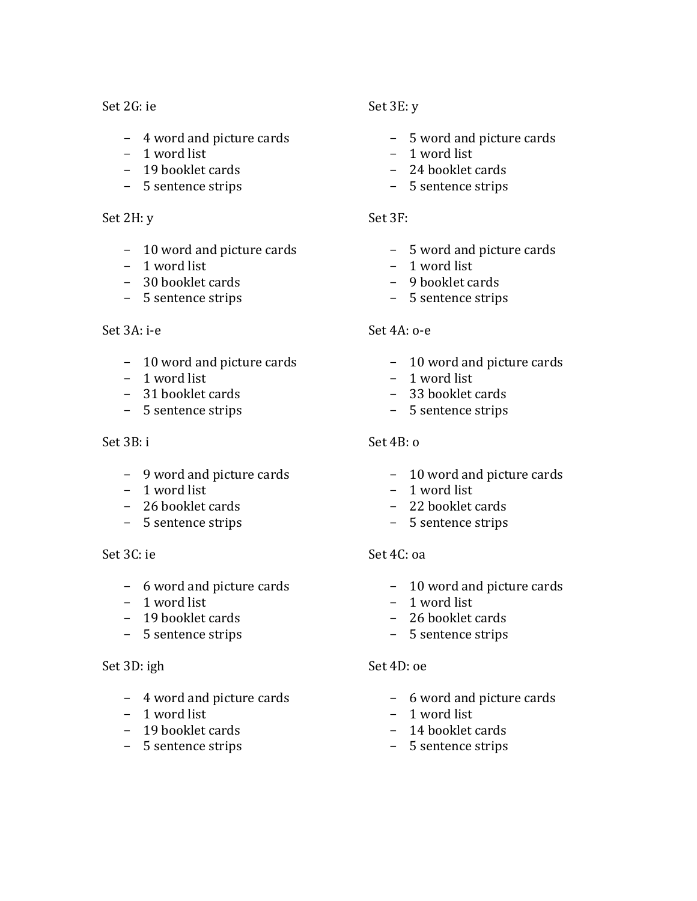Set 2G: ie

- 4 word and picture cards
- 1 word list
- 19 booklet cards
- 5 sentence strips

Set 2H: y

- 10 word and picture cards
- 1 word list
- 30 booklet cards
- 5 sentence strips

Set 3A: i-e

- 10 word and picture cards
- 1 word list
- 31 booklet cards
- 5 sentence strips

Set 3B: i

- 9 word and picture cards
- 1 word list
- 26 booklet cards
- 5 sentence strips

Set 3C: ie

- 6 word and picture cards
- 1 word list
- 19 booklet cards
- 5 sentence strips

Set 3D: igh

- 4 word and picture cards
- 1 word list
- 19 booklet cards
- 5 sentence strips

Set 3E: y

- 5 word and picture cards
- 1 word list
- 24 booklet cards
- 5 sentence strips

Set 3F:

- 5 word and picture cards
- 1 word list
- 9 booklet cards
- 5 sentence strips

Set 4A: o-e

- 10 word and picture cards
- 1 word list
- 33 booklet cards
- 5 sentence strips

Set 4B: o

- 10 word and picture cards
- 1 word list
- 22 booklet cards
- 5 sentence strips

Set 4C: oa

- 10 word and picture cards
- 1 word list
- 26 booklet cards
- 5 sentence strips

Set 4D: oe

- 6 word and picture cards
- 1 word list
- 14 booklet cards
- 5 sentence strips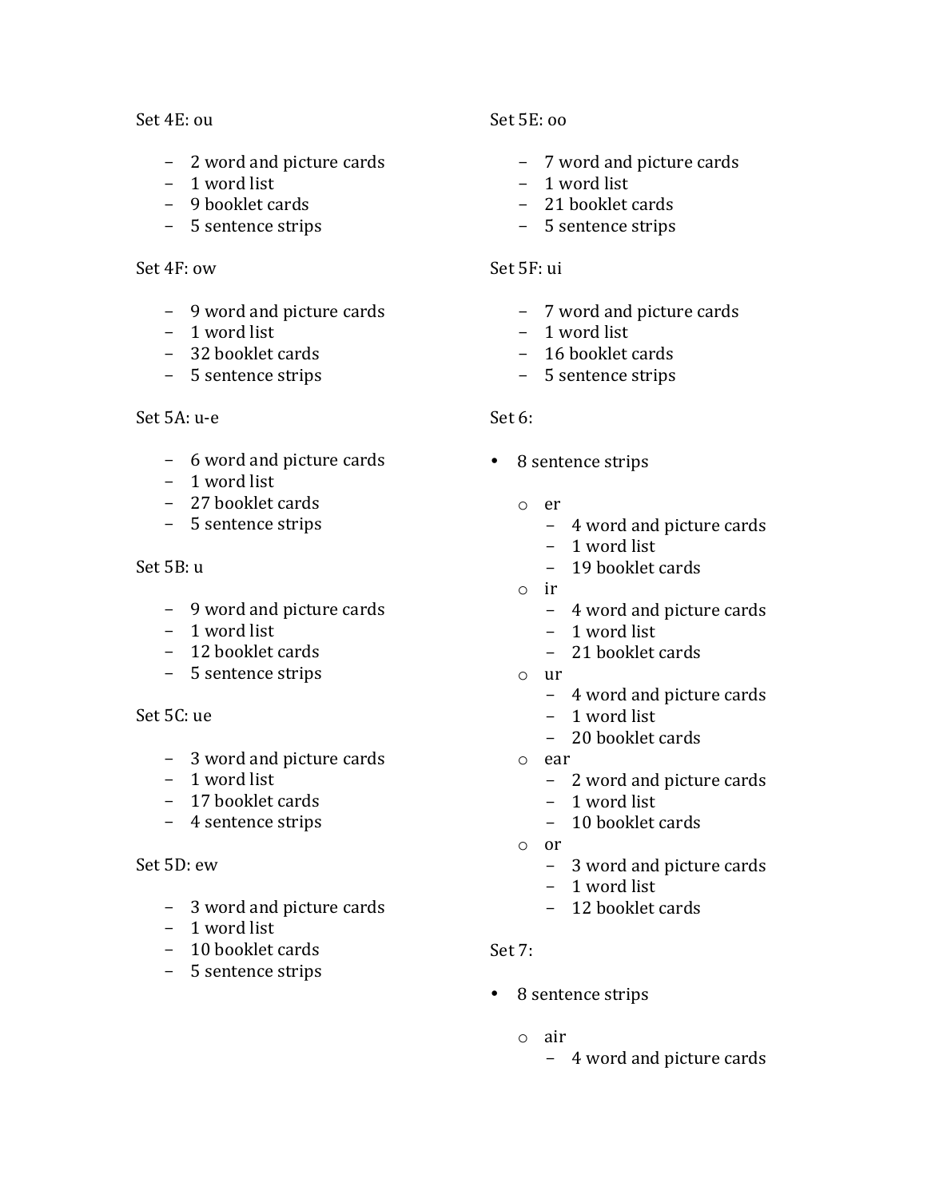Set 4E: ou

- 2 word and picture cards
- 1 word list
- 9 booklet cards
- 5 sentence strips

Set 4F: ow

- 9 word and picture cards
- 1 word list
- 32 booklet cards
- 5 sentence strips

Set 5A: u-e

- 6 word and picture cards
- 1 word list
- 27 booklet cards
- 5 sentence strips

Set 5B: u

- 9 word and picture cards
- 1 word list
- 12 booklet cards
- 5 sentence strips

Set 5C: ue

- 3 word and picture cards
- 1 word list
- 17 booklet cards
- 4 sentence strips

Set 5D: ew

- 3 word and picture cards
- 1 word list
- 10 booklet cards
- 5 sentence strips

Set 5E: oo

- 7 word and picture cards
- 1 word list
- 21 booklet cards
- 5 sentence strips

Set 5F: ui

- 7 word and picture cards
- 1 word list
- 16 booklet cards
- 5 sentence strips

Set 6:

- 8 sentence strips
  - er
    - 4 word and picture cards
    - 1 word list
    - 19 booklet cards
  - ir
    - 4 word and picture cards
    - 1 word list
    - 21 booklet cards
  - ur
    - 4 word and picture cards
    - 1 word list
    - 20 booklet cards
  - ear
    - 2 word and picture cards
    - 1 word list
    - 10 booklet cards
  - or
    - 3 word and picture cards
    - 1 word list
    - 12 booklet cards

Set 7:

- 8 sentence strips
  - air
    - 4 word and picture cards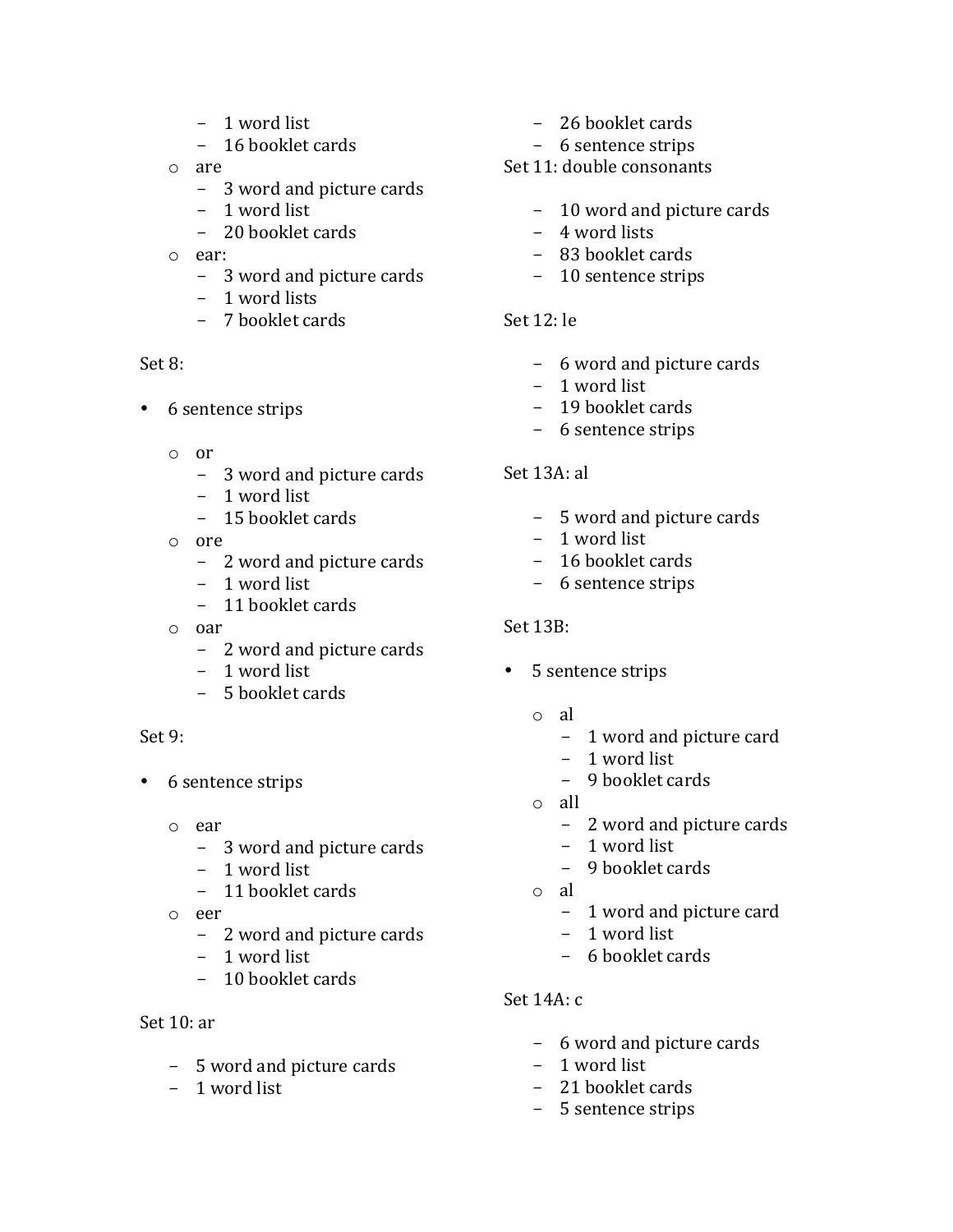- 1 word list
  - 16 booklet cards
- are
  - 3 word and picture cards
  - 1 word list
  - 20 booklet cards
- ear:
  - 3 word and picture cards
  - 1 word lists
  - 7 booklet cards

Set 8:

- 6 sentence strips
  - or
    - 3 word and picture cards
    - 1 word list
    - 15 booklet cards
  - ore
    - 2 word and picture cards
    - 1 word list
    - 11 booklet cards
  - oar
    - 2 word and picture cards
    - 1 word list
    - 5 booklet cards

Set 9:

- 6 sentence strips
  - ear
    - 3 word and picture cards
    - 1 word list
    - 11 booklet cards
  - eer
    - 2 word and picture cards
    - 1 word list
    - 10 booklet cards

Set 10: ar

- 5 word and picture cards
- 1 word list
- 26 booklet cards
- 6 sentence strips

Set 11: double consonants

- 10 word and picture cards
- 4 word lists
- 83 booklet cards
- 10 sentence strips

Set 12: le

- 6 word and picture cards
- 1 word list
- 19 booklet cards
- 6 sentence strips

Set 13A: al

- 5 word and picture cards
- 1 word list
- 16 booklet cards
- 6 sentence strips

Set 13B:

- 5 sentence strips
  - al
    - 1 word and picture card
    - 1 word list
    - 9 booklet cards
  - all
    - 2 word and picture cards
    - 1 word list
    - 9 booklet cards
  - al
    - 1 word and picture card
    - 1 word list
    - 6 booklet cards

Set 14A: c

- 6 word and picture cards
- 1 word list
- 21 booklet cards
- 5 sentence strips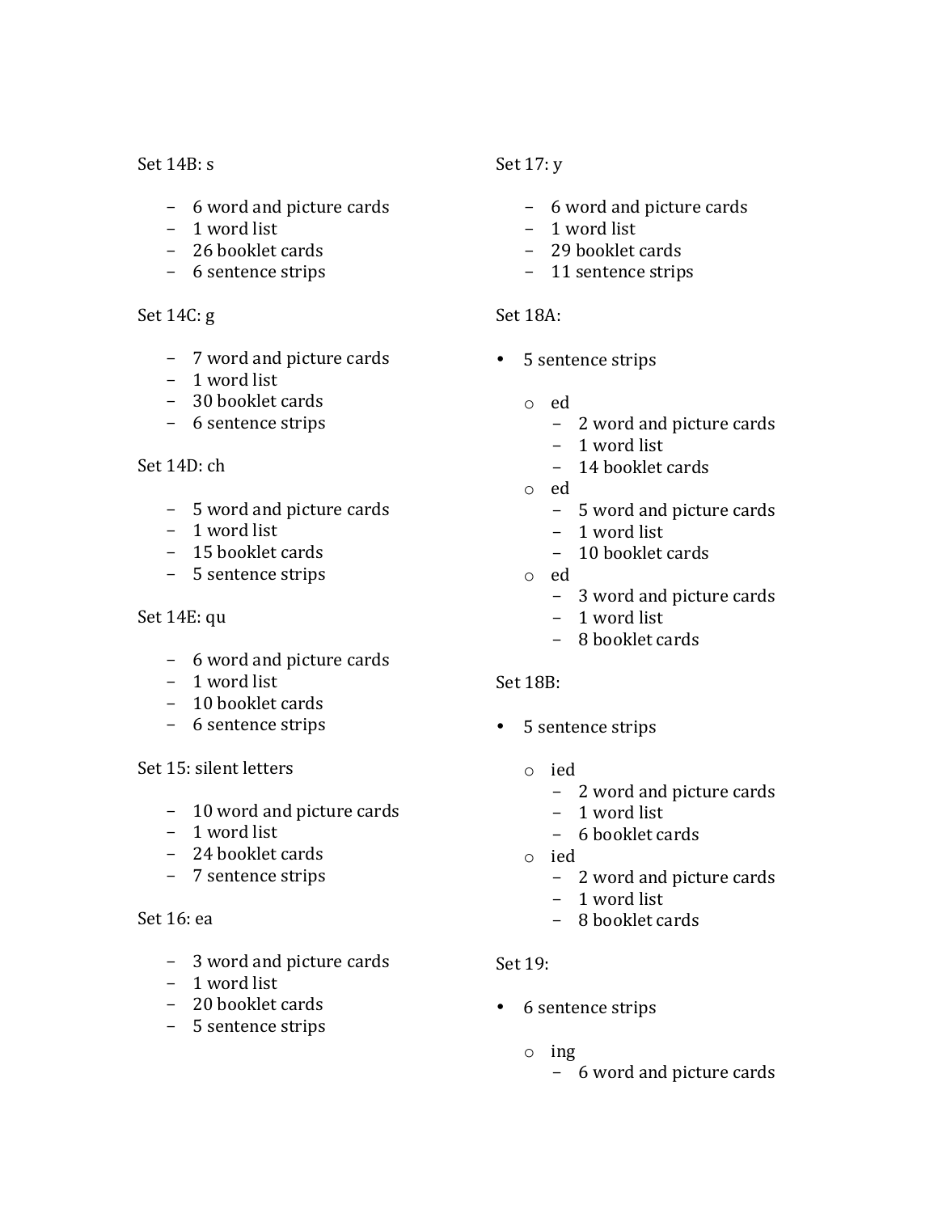Set 14B: s

- 6 word and picture cards
- 1 word list
- 26 booklet cards
- 6 sentence strips

Set 14C: g

- 7 word and picture cards
- 1 word list
- 30 booklet cards
- 6 sentence strips

Set 14D: ch

- 5 word and picture cards
- 1 word list
- 15 booklet cards
- 5 sentence strips

Set 14E: qu

- 6 word and picture cards
- 1 word list
- 10 booklet cards
- 6 sentence strips

Set 15: silent letters

- 10 word and picture cards
- 1 word list
- 24 booklet cards
- 7 sentence strips

Set 16: ea

- 3 word and picture cards
- 1 word list
- 20 booklet cards
- 5 sentence strips

Set 17: y

- 6 word and picture cards
- 1 word list
- 29 booklet cards
- 11 sentence strips

Set 18A:

- 5 sentence strips
  - ed
    - 2 word and picture cards
    - 1 word list
    - 14 booklet cards
  - ed
    - 5 word and picture cards
    - 1 word list
    - 10 booklet cards
  - ed
    - 3 word and picture cards
    - 1 word list
    - 8 booklet cards

Set 18B:

- 5 sentence strips
  - ied
    - 2 word and picture cards
    - 1 word list
    - 6 booklet cards
  - ied
    - 2 word and picture cards
    - 1 word list
    - 8 booklet cards

Set 19:

- 6 sentence strips
  - ing
    - 6 word and picture cards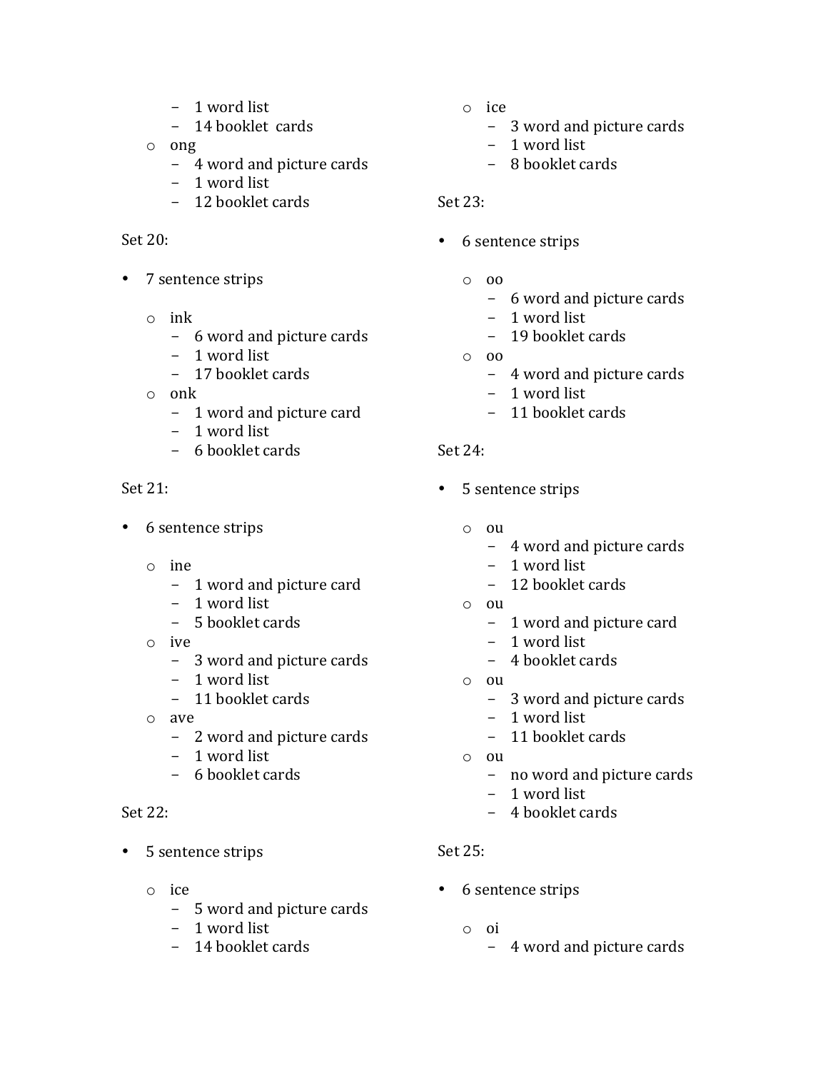- 1 word list
  - 14 booklet cards
- ong
  - 4 word and picture cards
  - 1 word list
  - 12 booklet cards

Set 20:

- 7 sentence strips

  - ink
    - 6 word and picture cards
    - 1 word list
    - 17 booklet cards
  - onk
    - 1 word and picture card
    - 1 word list
    - 6 booklet cards

Set 21:

- 6 sentence strips

  - ine
    - 1 word and picture card
    - 1 word list
    - 5 booklet cards
  - ive
    - 3 word and picture cards
    - 1 word list
    - 11 booklet cards
  - ave
    - 2 word and picture cards
    - 1 word list
    - 6 booklet cards

Set 22:

- 5 sentence strips

  - ice
    - 5 word and picture cards
    - 1 word list
    - 14 booklet cards
  - ice
    - 3 word and picture cards
    - 1 word list
    - 8 booklet cards

Set 23:

- 6 sentence strips

  - oo
    - 6 word and picture cards
    - 1 word list
    - 19 booklet cards
  - oo
    - 4 word and picture cards
    - 1 word list
    - 11 booklet cards

Set 24:

- 5 sentence strips

  - ou
    - 4 word and picture cards
    - 1 word list
    - 12 booklet cards
  - ou
    - 1 word and picture card
    - 1 word list
    - 4 booklet cards
  - ou
    - 3 word and picture cards
    - 1 word list
    - 11 booklet cards
  - ou
    - no word and picture cards
    - 1 word list
    - 4 booklet cards

Set 25:

- 6 sentence strips

  - oi
    - 4 word and picture cards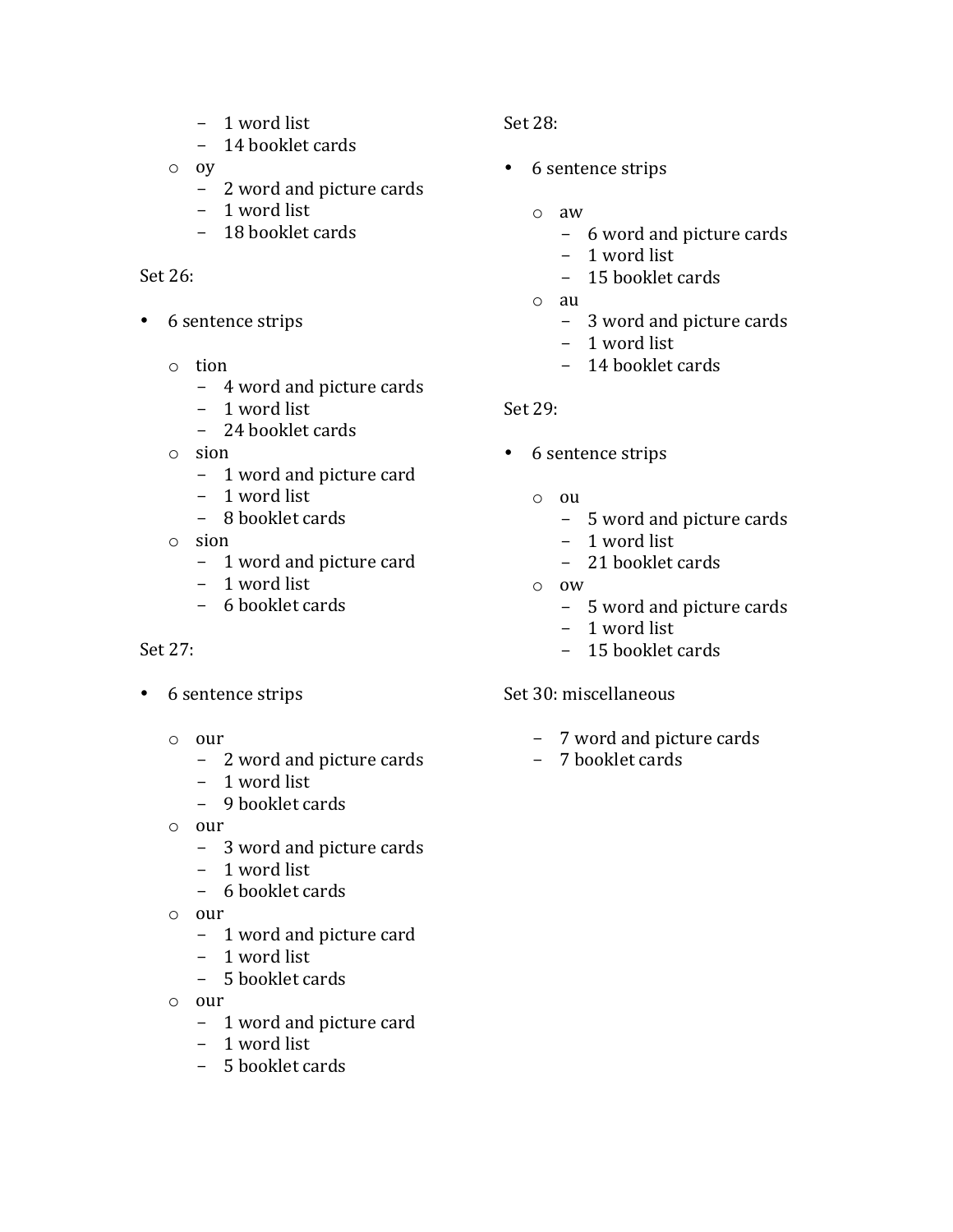- 1 word list
  - 14 booklet cards
- oy
  - 2 word and picture cards
  - 1 word list
  - 18 booklet cards

Set 26:

- 6 sentence strips

  - tion
    - 4 word and picture cards
    - 1 word list
    - 24 booklet cards
  - sion
    - 1 word and picture card
    - 1 word list
    - 8 booklet cards
  - sion
    - 1 word and picture card
    - 1 word list
    - 6 booklet cards

Set 27:

- 6 sentence strips

  - our
    - 2 word and picture cards
    - 1 word list
    - 9 booklet cards
  - our
    - 3 word and picture cards
    - 1 word list
    - 6 booklet cards
  - our
    - 1 word and picture card
    - 1 word list
    - 5 booklet cards
  - our
    - 1 word and picture card
    - 1 word list
    - 5 booklet cards

Set 28:

- 6 sentence strips

  - aw
    - 6 word and picture cards
    - 1 word list
    - 15 booklet cards
  - au
    - 3 word and picture cards
    - 1 word list
    - 14 booklet cards

Set 29:

- 6 sentence strips

  - ou
    - 5 word and picture cards
    - 1 word list
    - 21 booklet cards
  - ow
    - 5 word and picture cards
    - 1 word list
    - 15 booklet cards

Set 30: miscellaneous

- 7 word and picture cards
- 7 booklet cards